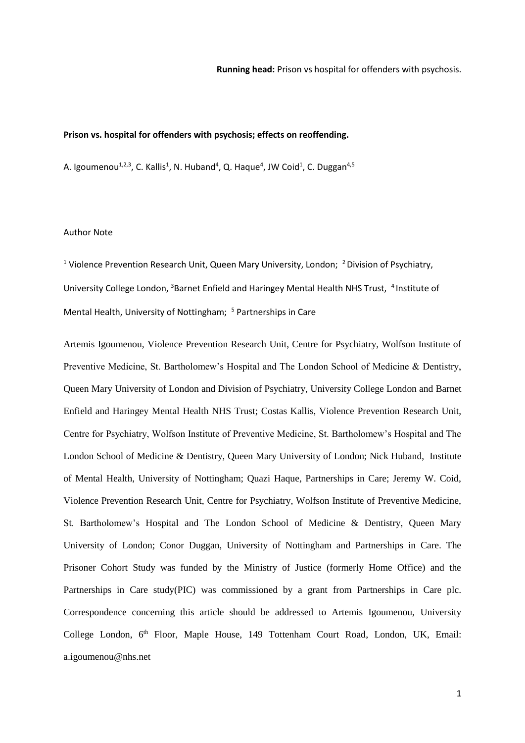**Running head:** Prison vs hospital for offenders with psychosis.

**Prison vs. hospital for offenders with psychosis; effects on reoffending.**

A. Igoumenou[1,2,3], C. Kallis[1], N. Huband[4], Q. Haque[4], JW Coid[1], C. Duggan[4,5]

Author Note

[1] Violence Prevention Research Unit, Queen Mary University, London; [2] Division of Psychiatry, University College London, [3] Barnet Enfield and Haringey Mental Health NHS Trust, [4] Institute of Mental Health, University of Nottingham; [5] Partnerships in Care

Artemis Igoumenou, Violence Prevention Research Unit, Centre for Psychiatry, Wolfson Institute of Preventive Medicine, St. Bartholomew's Hospital and The London School of Medicine & Dentistry, Queen Mary University of London and Division of Psychiatry, University College London and Barnet Enfield and Haringey Mental Health NHS Trust; Costas Kallis, Violence Prevention Research Unit, Centre for Psychiatry, Wolfson Institute of Preventive Medicine, St. Bartholomew's Hospital and The London School of Medicine & Dentistry, Queen Mary University of London; Nick Huband, Institute of Mental Health, University of Nottingham; Quazi Haque, Partnerships in Care; Jeremy W. Coid, Violence Prevention Research Unit, Centre for Psychiatry, Wolfson Institute of Preventive Medicine, St. Bartholomew's Hospital and The London School of Medicine & Dentistry, Queen Mary University of London; Conor Duggan, University of Nottingham and Partnerships in Care. The Prisoner Cohort Study was funded by the Ministry of Justice (formerly Home Office) and the Partnerships in Care study(PIC) was commissioned by a grant from Partnerships in Care plc. Correspondence concerning this article should be addressed to Artemis Igoumenou, University College London, 6th Floor, Maple House, 149 Tottenham Court Road, London, UK, Email: a.igoumenou@nhs.net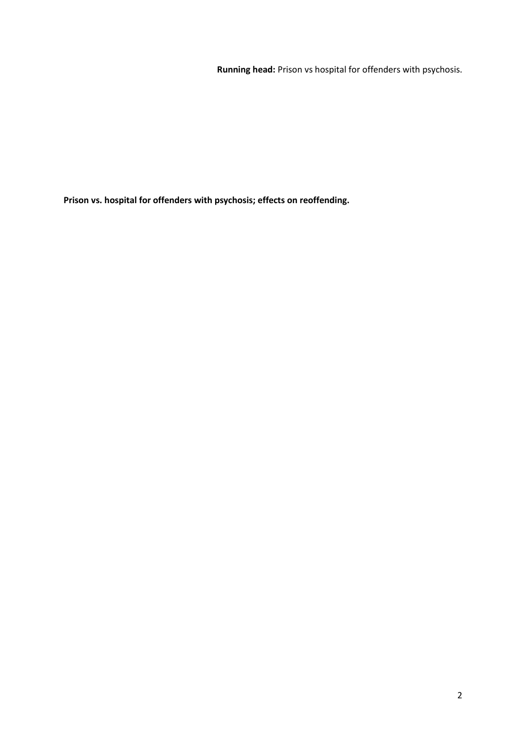**Running head:** Prison vs hospital for offenders with psychosis.

**Prison vs. hospital for offenders with psychosis; effects on reoffending.**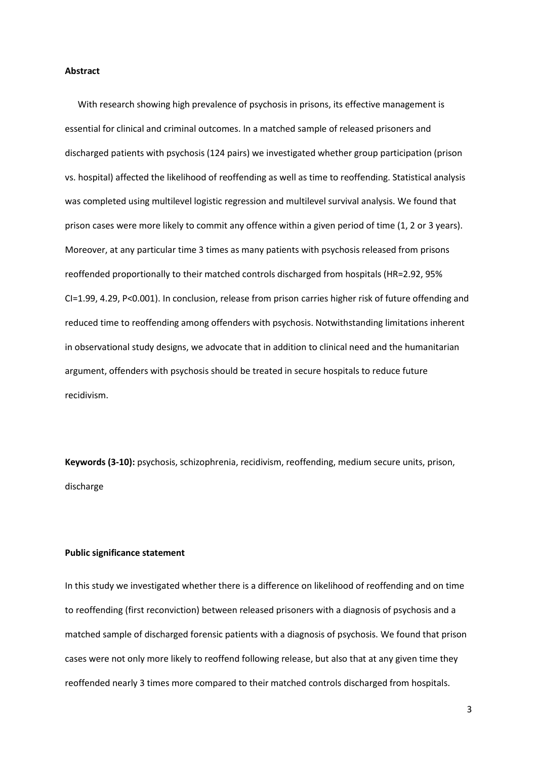**Abstract**

With research showing high prevalence of psychosis in prisons, its effective management is essential for clinical and criminal outcomes. In a matched sample of released prisoners and discharged patients with psychosis (124 pairs) we investigated whether group participation (prison vs. hospital) affected the likelihood of reoffending as well as time to reoffending. Statistical analysis was completed using multilevel logistic regression and multilevel survival analysis. We found that prison cases were more likely to commit any offence within a given period of time (1, 2 or 3 years). Moreover, at any particular time 3 times as many patients with psychosis released from prisons reoffended proportionally to their matched controls discharged from hospitals (HR=2.92, 95% CI=1.99, 4.29, $P<0.001$). In conclusion, release from prison carries higher risk of future offending and reduced time to reoffending among offenders with psychosis. Notwithstanding limitations inherent in observational study designs, we advocate that in addition to clinical need and the humanitarian argument, offenders with psychosis should be treated in secure hospitals to reduce future recidivism.

**Keywords (3-10):** psychosis, schizophrenia, recidivism, reoffending, medium secure units, prison, discharge

**Public significance statement**

In this study we investigated whether there is a difference on likelihood of reoffending and on time to reoffending (first reconviction) between released prisoners with a diagnosis of psychosis and a matched sample of discharged forensic patients with a diagnosis of psychosis. We found that prison cases were not only more likely to reoffend following release, but also that at any given time they reoffended nearly 3 times more compared to their matched controls discharged from hospitals.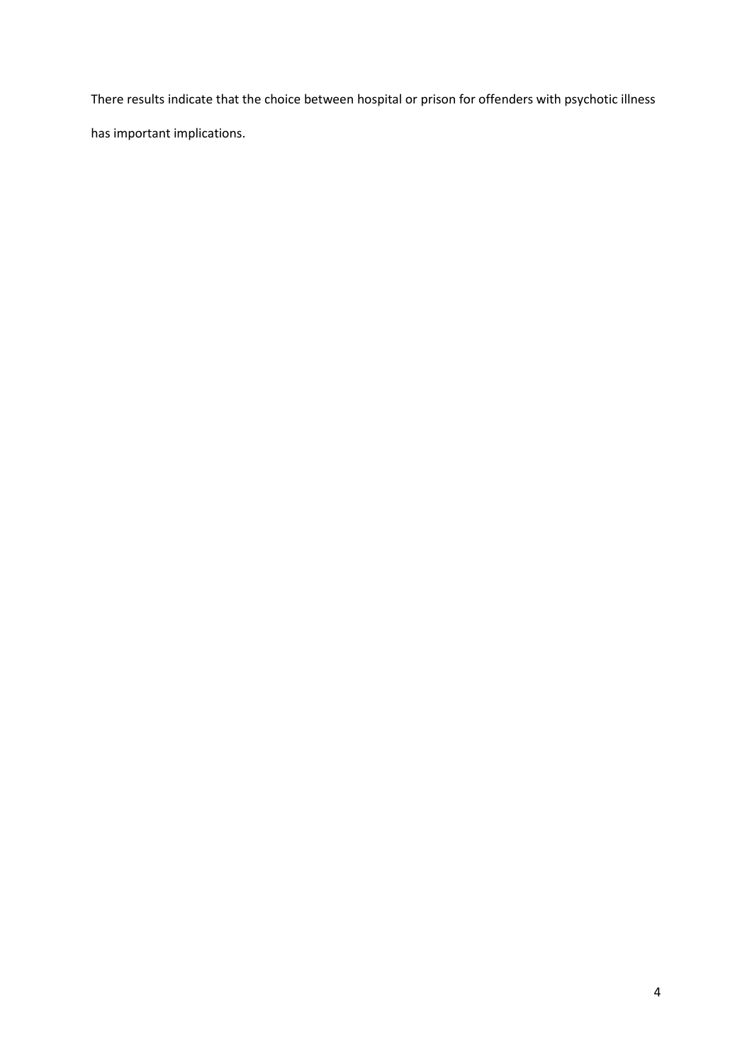There results indicate that the choice between hospital or prison for offenders with psychotic illness has important implications.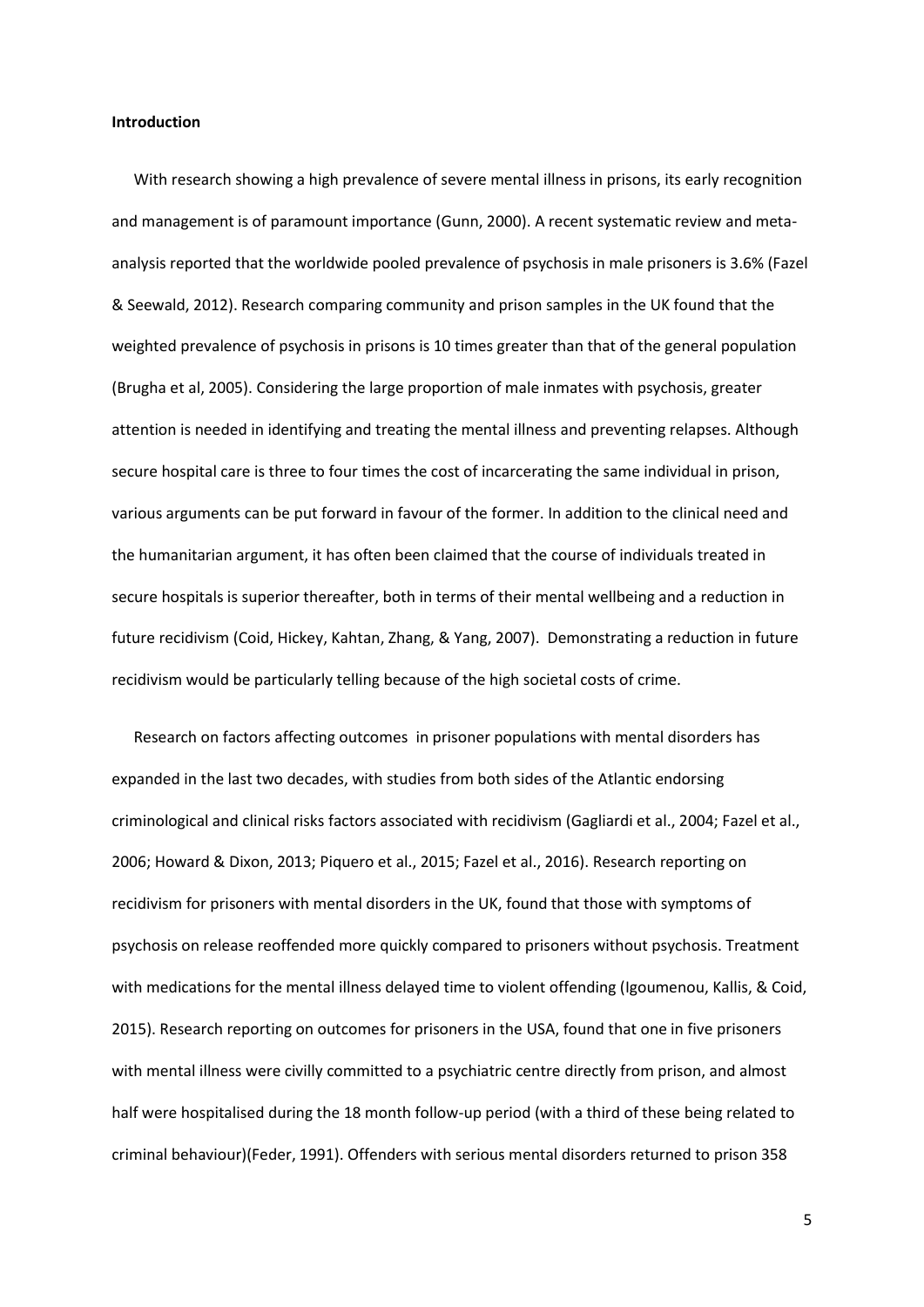**Introduction**

With research showing a high prevalence of severe mental illness in prisons, its early recognition and management is of paramount importance (Gunn, 2000). A recent systematic review and meta-analysis reported that the worldwide pooled prevalence of psychosis in male prisoners is 3.6% (Fazel & Seewald, 2012). Research comparing community and prison samples in the UK found that the weighted prevalence of psychosis in prisons is 10 times greater than that of the general population (Brugha et al, 2005). Considering the large proportion of male inmates with psychosis, greater attention is needed in identifying and treating the mental illness and preventing relapses. Although secure hospital care is three to four times the cost of incarcerating the same individual in prison, various arguments can be put forward in favour of the former. In addition to the clinical need and the humanitarian argument, it has often been claimed that the course of individuals treated in secure hospitals is superior thereafter, both in terms of their mental wellbeing and a reduction in future recidivism (Coid, Hickey, Kahtan, Zhang, & Yang, 2007). Demonstrating a reduction in future recidivism would be particularly telling because of the high societal costs of crime.

Research on factors affecting outcomes in prisoner populations with mental disorders has expanded in the last two decades, with studies from both sides of the Atlantic endorsing criminological and clinical risks factors associated with recidivism (Gagliardi et al., 2004; Fazel et al., 2006; Howard & Dixon, 2013; Piquero et al., 2015; Fazel et al., 2016). Research reporting on recidivism for prisoners with mental disorders in the UK, found that those with symptoms of psychosis on release reoffended more quickly compared to prisoners without psychosis. Treatment with medications for the mental illness delayed time to violent offending (Igoumenou, Kallis, & Coid, 2015). Research reporting on outcomes for prisoners in the USA, found that one in five prisoners with mental illness were civilly committed to a psychiatric centre directly from prison, and almost half were hospitalised during the 18 month follow-up period (with a third of these being related to criminal behaviour)(Feder, 1991). Offenders with serious mental disorders returned to prison 358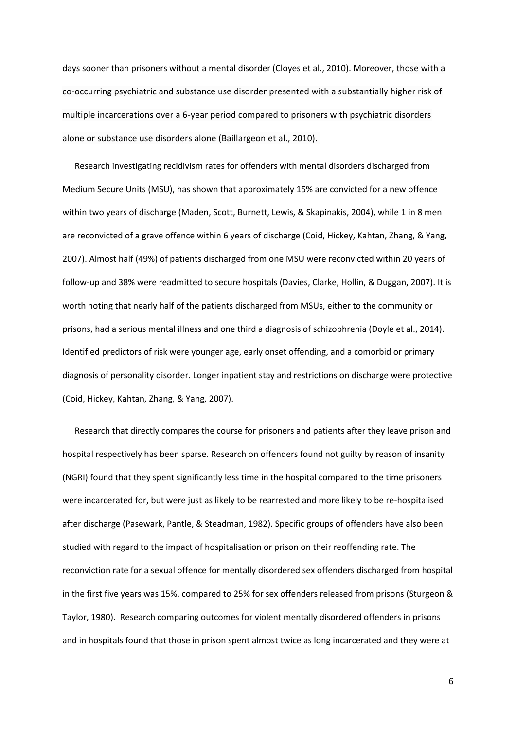days sooner than prisoners without a mental disorder (Cloyes et al., 2010). Moreover, those with a co-occurring psychiatric and substance use disorder presented with a substantially higher risk of multiple incarcerations over a 6-year period compared to prisoners with psychiatric disorders alone or substance use disorders alone (Baillargeon et al., 2010).

Research investigating recidivism rates for offenders with mental disorders discharged from Medium Secure Units (MSU), has shown that approximately 15% are convicted for a new offence within two years of discharge (Maden, Scott, Burnett, Lewis, & Skapinakis, 2004), while 1 in 8 men are reconvicted of a grave offence within 6 years of discharge (Coid, Hickey, Kahtan, Zhang, & Yang, 2007). Almost half (49%) of patients discharged from one MSU were reconvicted within 20 years of follow-up and 38% were readmitted to secure hospitals (Davies, Clarke, Hollin, & Duggan, 2007). It is worth noting that nearly half of the patients discharged from MSUs, either to the community or prisons, had a serious mental illness and one third a diagnosis of schizophrenia (Doyle et al., 2014). Identified predictors of risk were younger age, early onset offending, and a comorbid or primary diagnosis of personality disorder. Longer inpatient stay and restrictions on discharge were protective (Coid, Hickey, Kahtan, Zhang, & Yang, 2007).

Research that directly compares the course for prisoners and patients after they leave prison and hospital respectively has been sparse. Research on offenders found not guilty by reason of insanity (NGRI) found that they spent significantly less time in the hospital compared to the time prisoners were incarcerated for, but were just as likely to be rearrested and more likely to be re-hospitalised after discharge (Pasewark, Pantle, & Steadman, 1982). Specific groups of offenders have also been studied with regard to the impact of hospitalisation or prison on their reoffending rate. The reconviction rate for a sexual offence for mentally disordered sex offenders discharged from hospital in the first five years was 15%, compared to 25% for sex offenders released from prisons (Sturgeon & Taylor, 1980). Research comparing outcomes for violent mentally disordered offenders in prisons and in hospitals found that those in prison spent almost twice as long incarcerated and they were at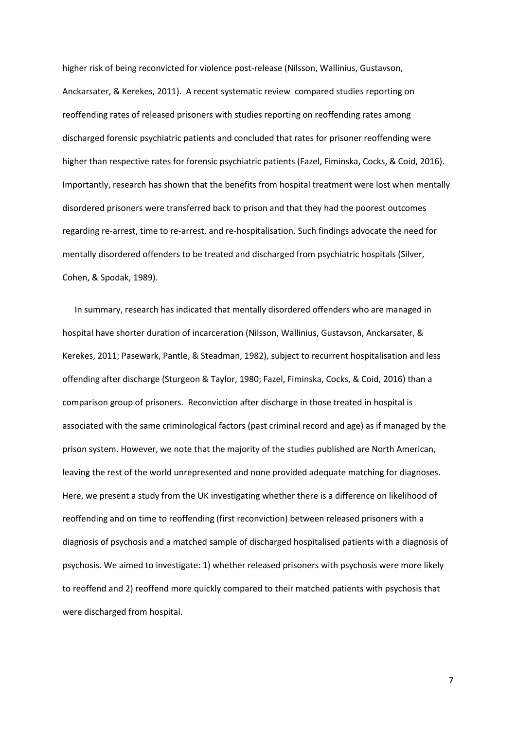higher risk of being reconvicted for violence post-release (Nilsson, Wallinius, Gustavson, Anckarsater, & Kerekes, 2011). A recent systematic review compared studies reporting on reoffending rates of released prisoners with studies reporting on reoffending rates among discharged forensic psychiatric patients and concluded that rates for prisoner reoffending were higher than respective rates for forensic psychiatric patients (Fazel, Fiminska, Cocks, & Coid, 2016). Importantly, research has shown that the benefits from hospital treatment were lost when mentally disordered prisoners were transferred back to prison and that they had the poorest outcomes regarding re-arrest, time to re-arrest, and re-hospitalisation. Such findings advocate the need for mentally disordered offenders to be treated and discharged from psychiatric hospitals (Silver, Cohen, & Spodak, 1989).

In summary, research has indicated that mentally disordered offenders who are managed in hospital have shorter duration of incarceration (Nilsson, Wallinius, Gustavson, Anckarsater, & Kerekes, 2011; Pasewark, Pantle, & Steadman, 1982), subject to recurrent hospitalisation and less offending after discharge (Sturgeon & Taylor, 1980; Fazel, Fiminska, Cocks, & Coid, 2016) than a comparison group of prisoners. Reconviction after discharge in those treated in hospital is associated with the same criminological factors (past criminal record and age) as if managed by the prison system. However, we note that the majority of the studies published are North American, leaving the rest of the world unrepresented and none provided adequate matching for diagnoses. Here, we present a study from the UK investigating whether there is a difference on likelihood of reoffending and on time to reoffending (first reconviction) between released prisoners with a diagnosis of psychosis and a matched sample of discharged hospitalised patients with a diagnosis of psychosis. We aimed to investigate: 1) whether released prisoners with psychosis were more likely to reoffend and 2) reoffend more quickly compared to their matched patients with psychosis that were discharged from hospital.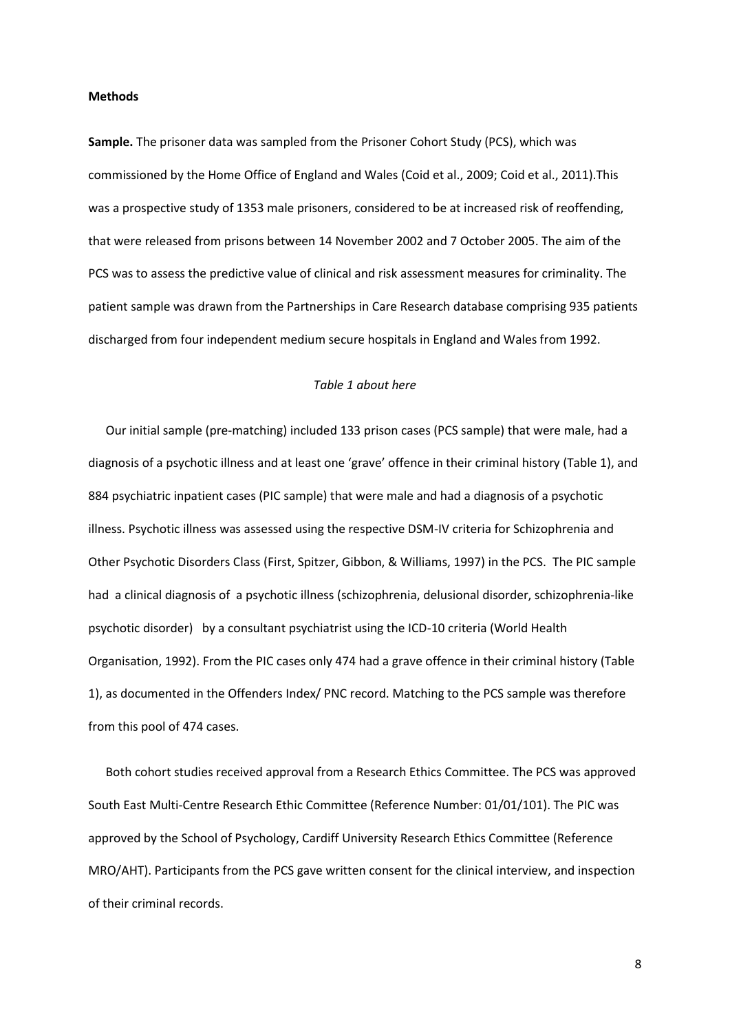**Methods**

**Sample.** The prisoner data was sampled from the Prisoner Cohort Study (PCS), which was commissioned by the Home Office of England and Wales (Coid et al., 2009; Coid et al., 2011).This was a prospective study of 1353 male prisoners, considered to be at increased risk of reoffending, that were released from prisons between 14 November 2002 and 7 October 2005. The aim of the PCS was to assess the predictive value of clinical and risk assessment measures for criminality. The patient sample was drawn from the Partnerships in Care Research database comprising 935 patients discharged from four independent medium secure hospitals in England and Wales from 1992.

*Table 1 about here*

Our initial sample (pre-matching) included 133 prison cases (PCS sample) that were male, had a diagnosis of a psychotic illness and at least one 'grave' offence in their criminal history (Table 1), and 884 psychiatric inpatient cases (PIC sample) that were male and had a diagnosis of a psychotic illness. Psychotic illness was assessed using the respective DSM-IV criteria for Schizophrenia and Other Psychotic Disorders Class (First, Spitzer, Gibbon, & Williams, 1997) in the PCS. The PIC sample had a clinical diagnosis of a psychotic illness (schizophrenia, delusional disorder, schizophrenia-like psychotic disorder) by a consultant psychiatrist using the ICD-10 criteria (World Health Organisation, 1992). From the PIC cases only 474 had a grave offence in their criminal history (Table 1), as documented in the Offenders Index/ PNC record. Matching to the PCS sample was therefore from this pool of 474 cases.

Both cohort studies received approval from a Research Ethics Committee. The PCS was approved South East Multi-Centre Research Ethic Committee (Reference Number: 01/01/101). The PIC was approved by the School of Psychology, Cardiff University Research Ethics Committee (Reference MRO/AHT). Participants from the PCS gave written consent for the clinical interview, and inspection of their criminal records.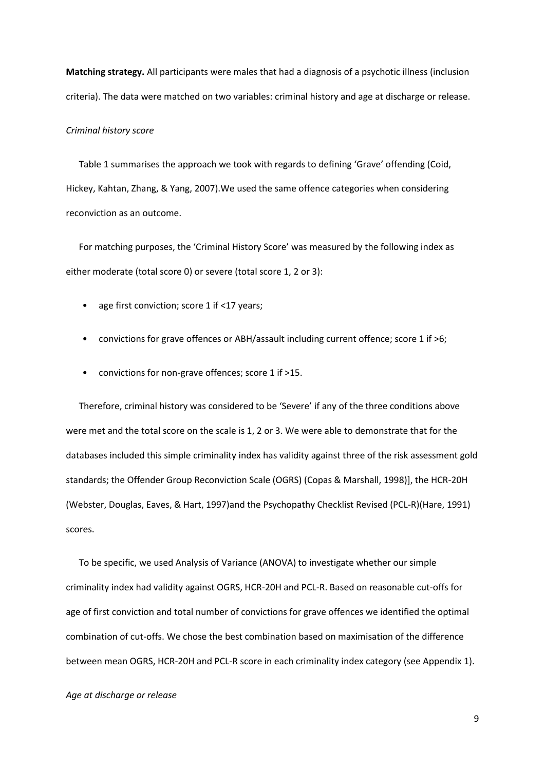**Matching strategy.** All participants were males that had a diagnosis of a psychotic illness (inclusion criteria). The data were matched on two variables: criminal history and age at discharge or release.

*Criminal history score*

Table 1 summarises the approach we took with regards to defining 'Grave' offending (Coid, Hickey, Kahtan, Zhang, & Yang, 2007).We used the same offence categories when considering reconviction as an outcome.

For matching purposes, the 'Criminal History Score' was measured by the following index as either moderate (total score 0) or severe (total score 1, 2 or 3):

- age first conviction; score 1 if <17 years;
- convictions for grave offences or ABH/assault including current offence; score 1 if >6;
- convictions for non-grave offences; score 1 if >15.

Therefore, criminal history was considered to be 'Severe' if any of the three conditions above were met and the total score on the scale is 1, 2 or 3. We were able to demonstrate that for the databases included this simple criminality index has validity against three of the risk assessment gold standards; the Offender Group Reconviction Scale (OGRS) (Copas & Marshall, 1998)], the HCR-20H (Webster, Douglas, Eaves, & Hart, 1997)and the Psychopathy Checklist Revised (PCL-R)(Hare, 1991) scores.

To be specific, we used Analysis of Variance (ANOVA) to investigate whether our simple criminality index had validity against OGRS, HCR-20H and PCL-R. Based on reasonable cut-offs for age of first conviction and total number of convictions for grave offences we identified the optimal combination of cut-offs. We chose the best combination based on maximisation of the difference between mean OGRS, HCR-20H and PCL-R score in each criminality index category (see Appendix 1).

*Age at discharge or release*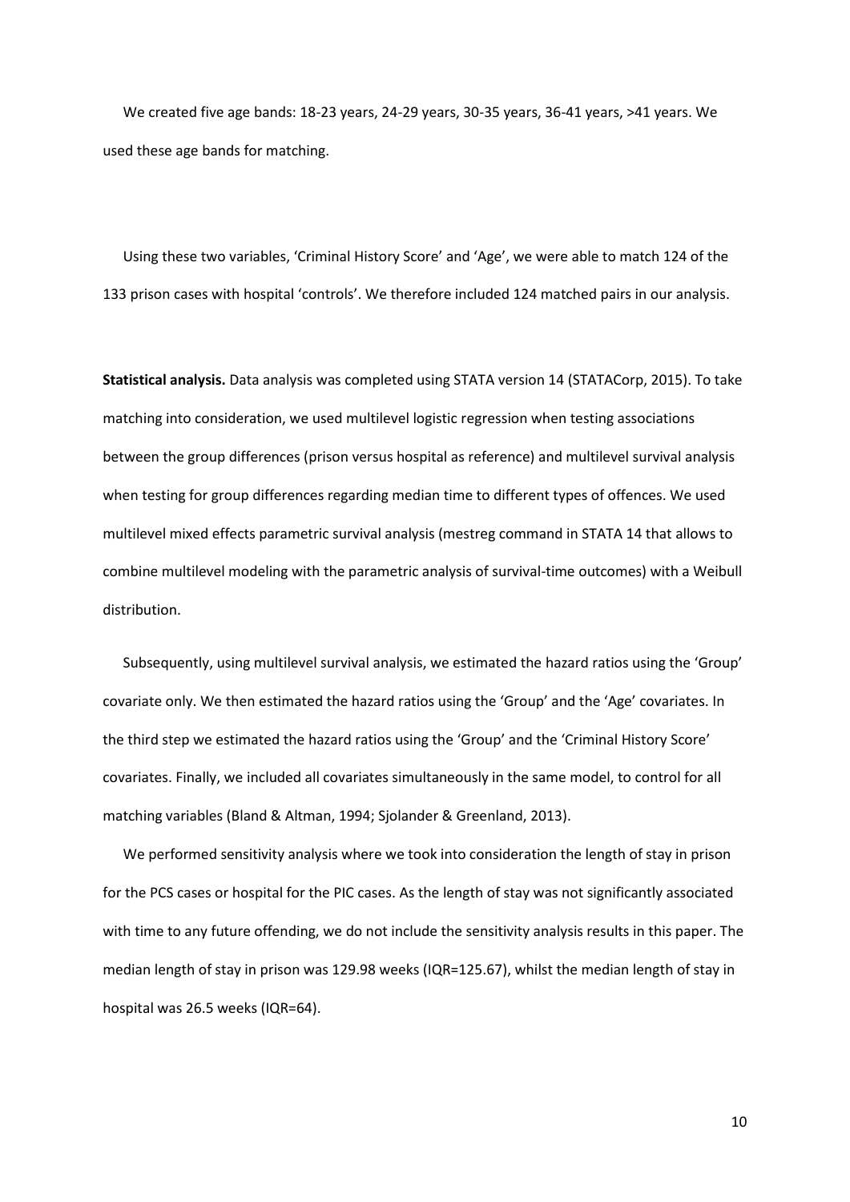We created five age bands: 18-23 years, 24-29 years, 30-35 years, 36-41 years, >41 years. We used these age bands for matching.

Using these two variables, 'Criminal History Score' and 'Age', we were able to match 124 of the 133 prison cases with hospital 'controls'. We therefore included 124 matched pairs in our analysis.

**Statistical analysis.** Data analysis was completed using STATA version 14 (STATACorp, 2015). To take matching into consideration, we used multilevel logistic regression when testing associations between the group differences (prison versus hospital as reference) and multilevel survival analysis when testing for group differences regarding median time to different types of offences. We used multilevel mixed effects parametric survival analysis (mestreg command in STATA 14 that allows to combine multilevel modeling with the parametric analysis of survival-time outcomes) with a Weibull distribution.

Subsequently, using multilevel survival analysis, we estimated the hazard ratios using the 'Group' covariate only. We then estimated the hazard ratios using the 'Group' and the 'Age' covariates. In the third step we estimated the hazard ratios using the 'Group' and the 'Criminal History Score' covariates. Finally, we included all covariates simultaneously in the same model, to control for all matching variables (Bland & Altman, 1994; Sjolander & Greenland, 2013).

We performed sensitivity analysis where we took into consideration the length of stay in prison for the PCS cases or hospital for the PIC cases. As the length of stay was not significantly associated with time to any future offending, we do not include the sensitivity analysis results in this paper. The median length of stay in prison was 129.98 weeks (IQR=125.67), whilst the median length of stay in hospital was 26.5 weeks (IQR=64).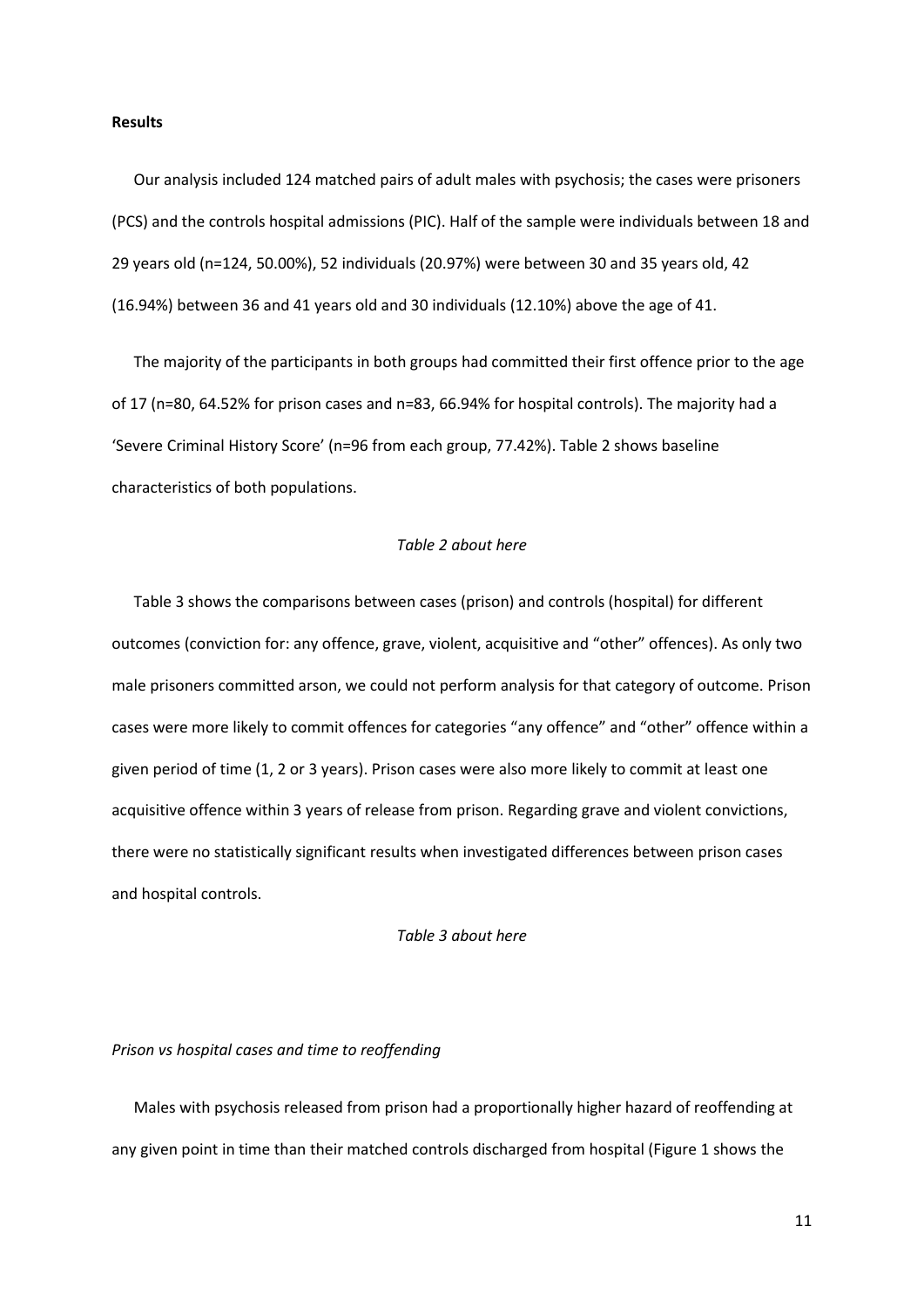**Results**

Our analysis included 124 matched pairs of adult males with psychosis; the cases were prisoners (PCS) and the controls hospital admissions (PIC). Half of the sample were individuals between 18 and 29 years old (n=124, 50.00%), 52 individuals (20.97%) were between 30 and 35 years old, 42 (16.94%) between 36 and 41 years old and 30 individuals (12.10%) above the age of 41.

The majority of the participants in both groups had committed their first offence prior to the age of 17 (n=80, 64.52% for prison cases and n=83, 66.94% for hospital controls). The majority had a 'Severe Criminal History Score' (n=96 from each group, 77.42%). Table 2 shows baseline characteristics of both populations.

*Table 2 about here*

Table 3 shows the comparisons between cases (prison) and controls (hospital) for different outcomes (conviction for: any offence, grave, violent, acquisitive and "other" offences). As only two male prisoners committed arson, we could not perform analysis for that category of outcome. Prison cases were more likely to commit offences for categories "any offence" and "other" offence within a given period of time (1, 2 or 3 years). Prison cases were also more likely to commit at least one acquisitive offence within 3 years of release from prison. Regarding grave and violent convictions, there were no statistically significant results when investigated differences between prison cases and hospital controls.

*Table 3 about here*

*Prison vs hospital cases and time to reoffending*

Males with psychosis released from prison had a proportionally higher hazard of reoffending at any given point in time than their matched controls discharged from hospital (Figure 1 shows the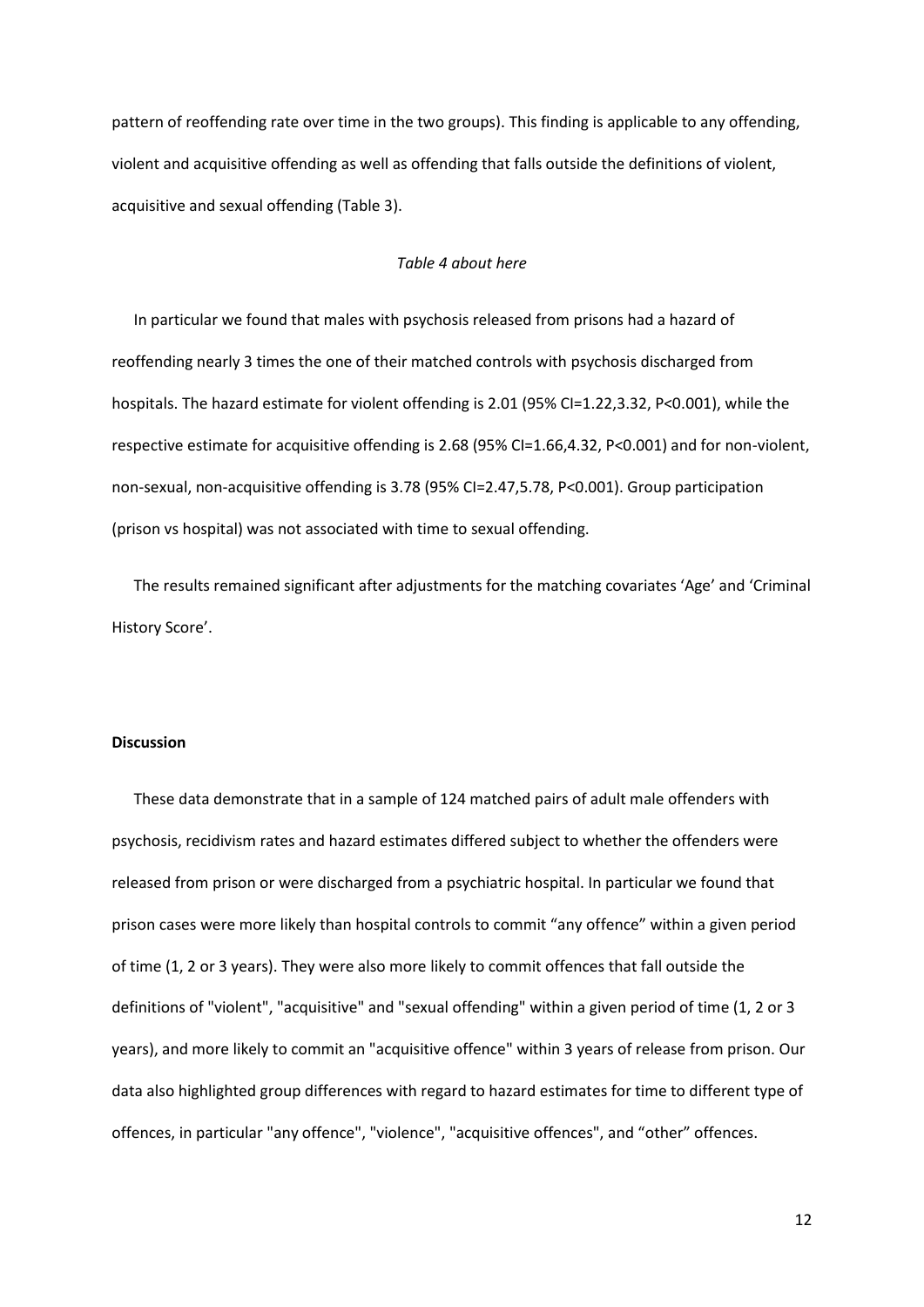pattern of reoffending rate over time in the two groups). This finding is applicable to any offending, violent and acquisitive offending as well as offending that falls outside the definitions of violent, acquisitive and sexual offending (Table 3).

*Table 4 about here*

In particular we found that males with psychosis released from prisons had a hazard of reoffending nearly 3 times the one of their matched controls with psychosis discharged from hospitals. The hazard estimate for violent offending is 2.01 (95% CI=1.22,3.32, $P<0.001$), while the respective estimate for acquisitive offending is 2.68 (95% CI=1.66,4.32, $P<0.001$) and for non-violent, non-sexual, non-acquisitive offending is 3.78 (95% CI=2.47,5.78, $P<0.001$). Group participation (prison vs hospital) was not associated with time to sexual offending.

The results remained significant after adjustments for the matching covariates 'Age' and 'Criminal History Score'.

**Discussion**

These data demonstrate that in a sample of 124 matched pairs of adult male offenders with psychosis, recidivism rates and hazard estimates differed subject to whether the offenders were released from prison or were discharged from a psychiatric hospital. In particular we found that prison cases were more likely than hospital controls to commit "any offence" within a given period of time (1, 2 or 3 years). They were also more likely to commit offences that fall outside the definitions of "violent", "acquisitive" and "sexual offending" within a given period of time (1, 2 or 3 years), and more likely to commit an "acquisitive offence" within 3 years of release from prison. Our data also highlighted group differences with regard to hazard estimates for time to different type of offences, in particular "any offence", "violence", "acquisitive offences", and "other" offences.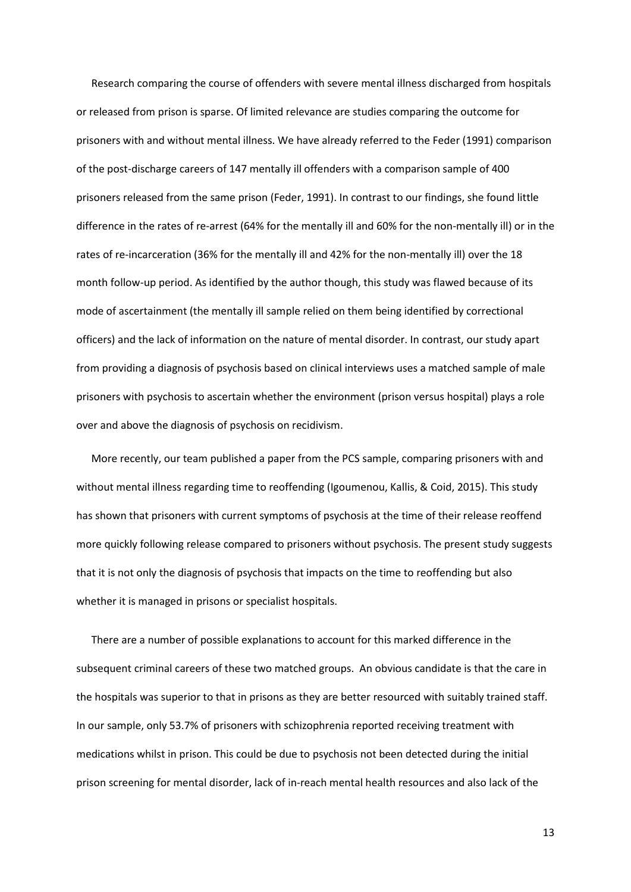Research comparing the course of offenders with severe mental illness discharged from hospitals or released from prison is sparse. Of limited relevance are studies comparing the outcome for prisoners with and without mental illness. We have already referred to the Feder (1991) comparison of the post-discharge careers of 147 mentally ill offenders with a comparison sample of 400 prisoners released from the same prison (Feder, 1991). In contrast to our findings, she found little difference in the rates of re-arrest (64% for the mentally ill and 60% for the non-mentally ill) or in the rates of re-incarceration (36% for the mentally ill and 42% for the non-mentally ill) over the 18 month follow-up period. As identified by the author though, this study was flawed because of its mode of ascertainment (the mentally ill sample relied on them being identified by correctional officers) and the lack of information on the nature of mental disorder. In contrast, our study apart from providing a diagnosis of psychosis based on clinical interviews uses a matched sample of male prisoners with psychosis to ascertain whether the environment (prison versus hospital) plays a role over and above the diagnosis of psychosis on recidivism.

More recently, our team published a paper from the PCS sample, comparing prisoners with and without mental illness regarding time to reoffending (Igoumenou, Kallis, & Coid, 2015). This study has shown that prisoners with current symptoms of psychosis at the time of their release reoffend more quickly following release compared to prisoners without psychosis. The present study suggests that it is not only the diagnosis of psychosis that impacts on the time to reoffending but also whether it is managed in prisons or specialist hospitals.

There are a number of possible explanations to account for this marked difference in the subsequent criminal careers of these two matched groups. An obvious candidate is that the care in the hospitals was superior to that in prisons as they are better resourced with suitably trained staff. In our sample, only 53.7% of prisoners with schizophrenia reported receiving treatment with medications whilst in prison. This could be due to psychosis not been detected during the initial prison screening for mental disorder, lack of in-reach mental health resources and also lack of the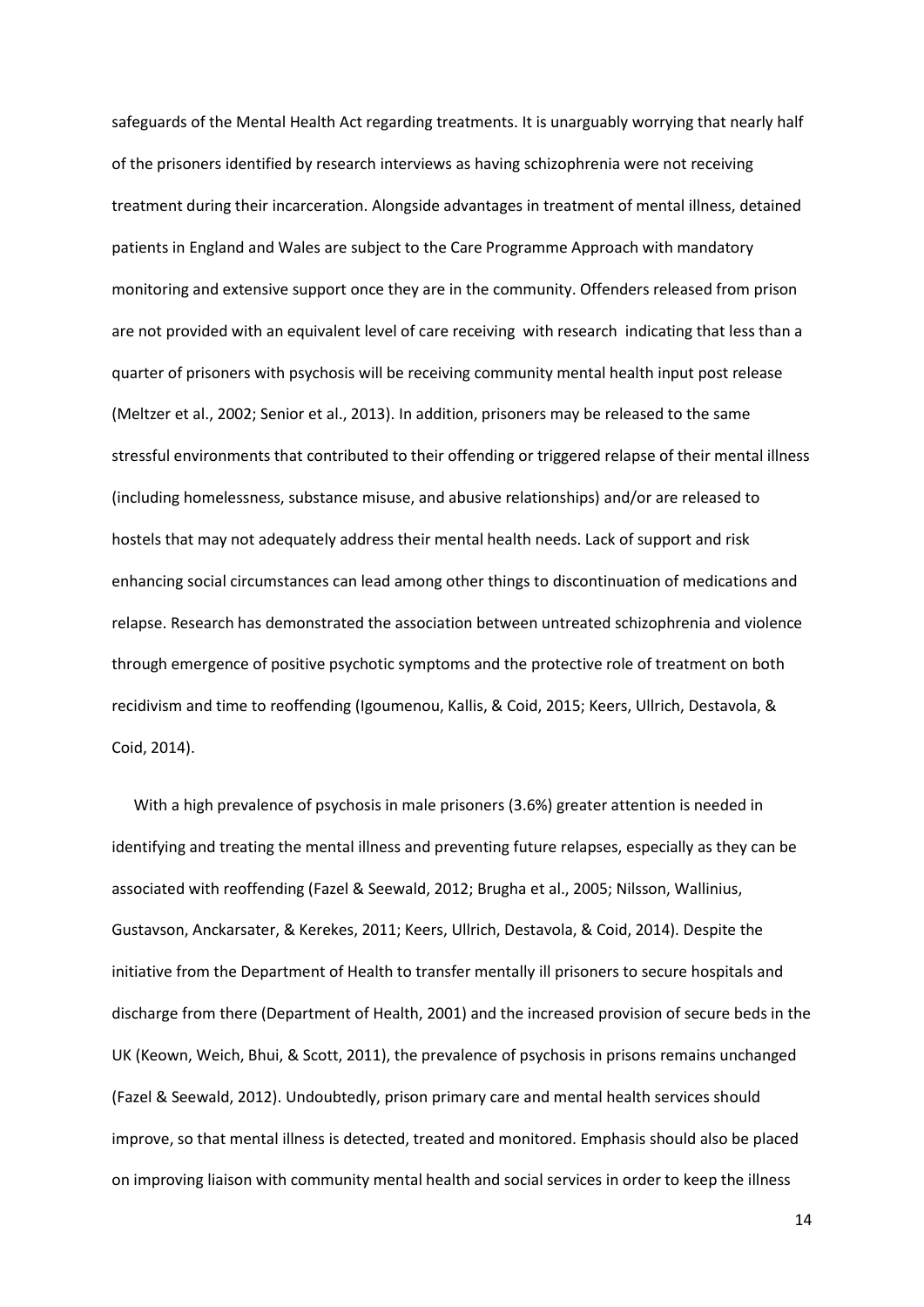safeguards of the Mental Health Act regarding treatments. It is unarguably worrying that nearly half of the prisoners identified by research interviews as having schizophrenia were not receiving treatment during their incarceration. Alongside advantages in treatment of mental illness, detained patients in England and Wales are subject to the Care Programme Approach with mandatory monitoring and extensive support once they are in the community. Offenders released from prison are not provided with an equivalent level of care receiving with research indicating that less than a quarter of prisoners with psychosis will be receiving community mental health input post release (Meltzer et al., 2002; Senior et al., 2013). In addition, prisoners may be released to the same stressful environments that contributed to their offending or triggered relapse of their mental illness (including homelessness, substance misuse, and abusive relationships) and/or are released to hostels that may not adequately address their mental health needs. Lack of support and risk enhancing social circumstances can lead among other things to discontinuation of medications and relapse. Research has demonstrated the association between untreated schizophrenia and violence through emergence of positive psychotic symptoms and the protective role of treatment on both recidivism and time to reoffending (Igoumenou, Kallis, & Coid, 2015; Keers, Ullrich, Destavola, & Coid, 2014).

With a high prevalence of psychosis in male prisoners (3.6%) greater attention is needed in identifying and treating the mental illness and preventing future relapses, especially as they can be associated with reoffending (Fazel & Seewald, 2012; Brugha et al., 2005; Nilsson, Wallinius, Gustavson, Anckarsater, & Kerekes, 2011; Keers, Ullrich, Destavola, & Coid, 2014). Despite the initiative from the Department of Health to transfer mentally ill prisoners to secure hospitals and discharge from there (Department of Health, 2001) and the increased provision of secure beds in the UK (Keown, Weich, Bhui, & Scott, 2011), the prevalence of psychosis in prisons remains unchanged (Fazel & Seewald, 2012). Undoubtedly, prison primary care and mental health services should improve, so that mental illness is detected, treated and monitored. Emphasis should also be placed on improving liaison with community mental health and social services in order to keep the illness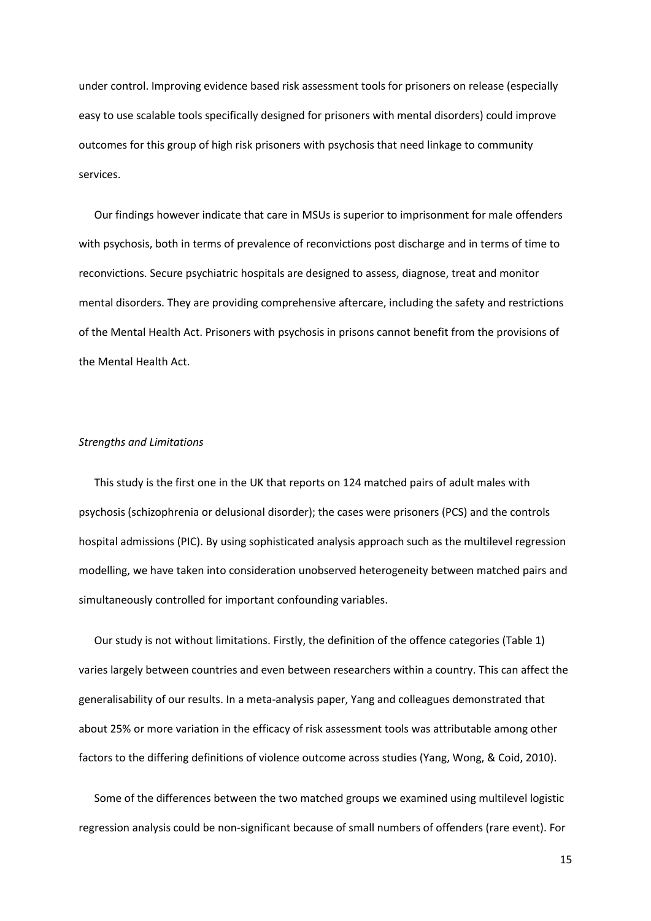under control. Improving evidence based risk assessment tools for prisoners on release (especially easy to use scalable tools specifically designed for prisoners with mental disorders) could improve outcomes for this group of high risk prisoners with psychosis that need linkage to community services.

Our findings however indicate that care in MSUs is superior to imprisonment for male offenders with psychosis, both in terms of prevalence of reconvictions post discharge and in terms of time to reconvictions. Secure psychiatric hospitals are designed to assess, diagnose, treat and monitor mental disorders. They are providing comprehensive aftercare, including the safety and restrictions of the Mental Health Act. Prisoners with psychosis in prisons cannot benefit from the provisions of the Mental Health Act.

*Strengths and Limitations*

This study is the first one in the UK that reports on 124 matched pairs of adult males with psychosis (schizophrenia or delusional disorder); the cases were prisoners (PCS) and the controls hospital admissions (PIC). By using sophisticated analysis approach such as the multilevel regression modelling, we have taken into consideration unobserved heterogeneity between matched pairs and simultaneously controlled for important confounding variables.

Our study is not without limitations. Firstly, the definition of the offence categories (Table 1) varies largely between countries and even between researchers within a country. This can affect the generalisability of our results. In a meta-analysis paper, Yang and colleagues demonstrated that about 25% or more variation in the efficacy of risk assessment tools was attributable among other factors to the differing definitions of violence outcome across studies (Yang, Wong, & Coid, 2010).

Some of the differences between the two matched groups we examined using multilevel logistic regression analysis could be non-significant because of small numbers of offenders (rare event). For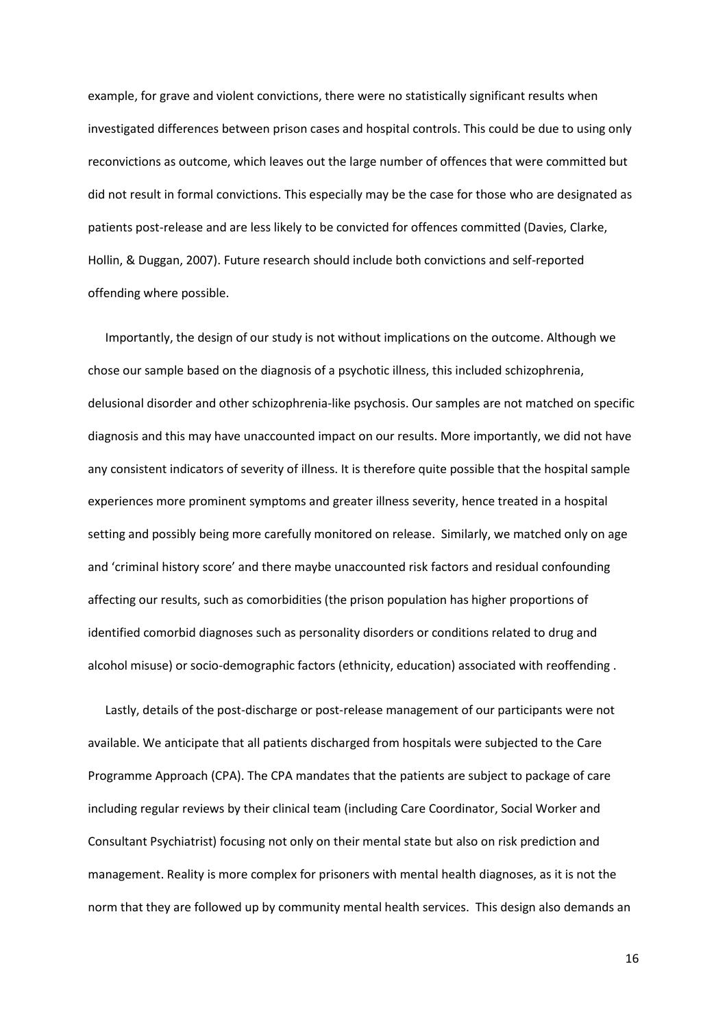example, for grave and violent convictions, there were no statistically significant results when investigated differences between prison cases and hospital controls. This could be due to using only reconvictions as outcome, which leaves out the large number of offences that were committed but did not result in formal convictions. This especially may be the case for those who are designated as patients post-release and are less likely to be convicted for offences committed (Davies, Clarke, Hollin, & Duggan, 2007). Future research should include both convictions and self-reported offending where possible.

Importantly, the design of our study is not without implications on the outcome. Although we chose our sample based on the diagnosis of a psychotic illness, this included schizophrenia, delusional disorder and other schizophrenia-like psychosis. Our samples are not matched on specific diagnosis and this may have unaccounted impact on our results. More importantly, we did not have any consistent indicators of severity of illness. It is therefore quite possible that the hospital sample experiences more prominent symptoms and greater illness severity, hence treated in a hospital setting and possibly being more carefully monitored on release. Similarly, we matched only on age and 'criminal history score' and there maybe unaccounted risk factors and residual confounding affecting our results, such as comorbidities (the prison population has higher proportions of identified comorbid diagnoses such as personality disorders or conditions related to drug and alcohol misuse) or socio-demographic factors (ethnicity, education) associated with reoffending .

Lastly, details of the post-discharge or post-release management of our participants were not available. We anticipate that all patients discharged from hospitals were subjected to the Care Programme Approach (CPA). The CPA mandates that the patients are subject to package of care including regular reviews by their clinical team (including Care Coordinator, Social Worker and Consultant Psychiatrist) focusing not only on their mental state but also on risk prediction and management. Reality is more complex for prisoners with mental health diagnoses, as it is not the norm that they are followed up by community mental health services. This design also demands an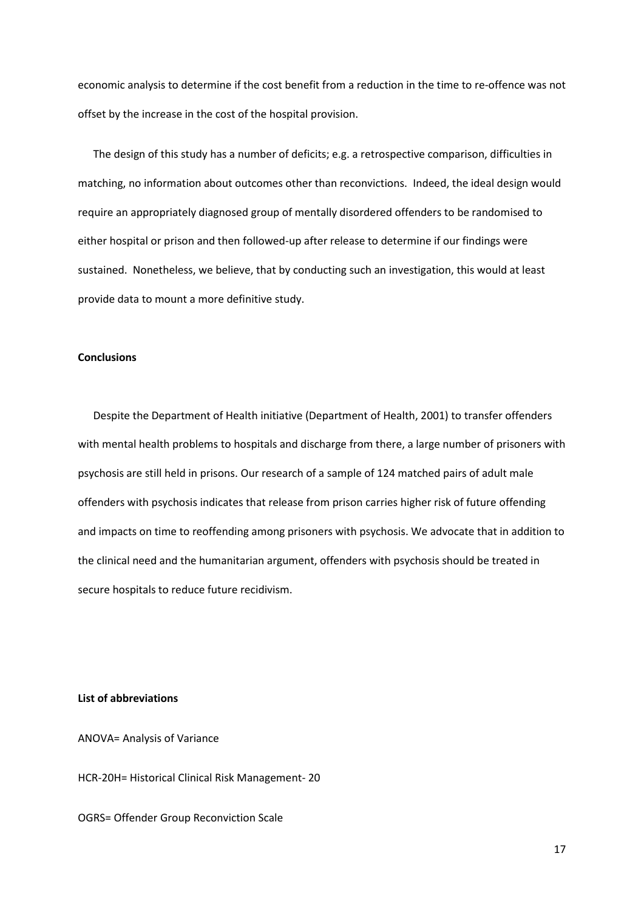economic analysis to determine if the cost benefit from a reduction in the time to re-offence was not offset by the increase in the cost of the hospital provision.

The design of this study has a number of deficits; e.g. a retrospective comparison, difficulties in matching, no information about outcomes other than reconvictions. Indeed, the ideal design would require an appropriately diagnosed group of mentally disordered offenders to be randomised to either hospital or prison and then followed-up after release to determine if our findings were sustained. Nonetheless, we believe, that by conducting such an investigation, this would at least provide data to mount a more definitive study.

**Conclusions**

Despite the Department of Health initiative (Department of Health, 2001) to transfer offenders with mental health problems to hospitals and discharge from there, a large number of prisoners with psychosis are still held in prisons. Our research of a sample of 124 matched pairs of adult male offenders with psychosis indicates that release from prison carries higher risk of future offending and impacts on time to reoffending among prisoners with psychosis. We advocate that in addition to the clinical need and the humanitarian argument, offenders with psychosis should be treated in secure hospitals to reduce future recidivism.

**List of abbreviations**

ANOVA= Analysis of Variance

HCR-20H= Historical Clinical Risk Management- 20

OGRS= Offender Group Reconviction Scale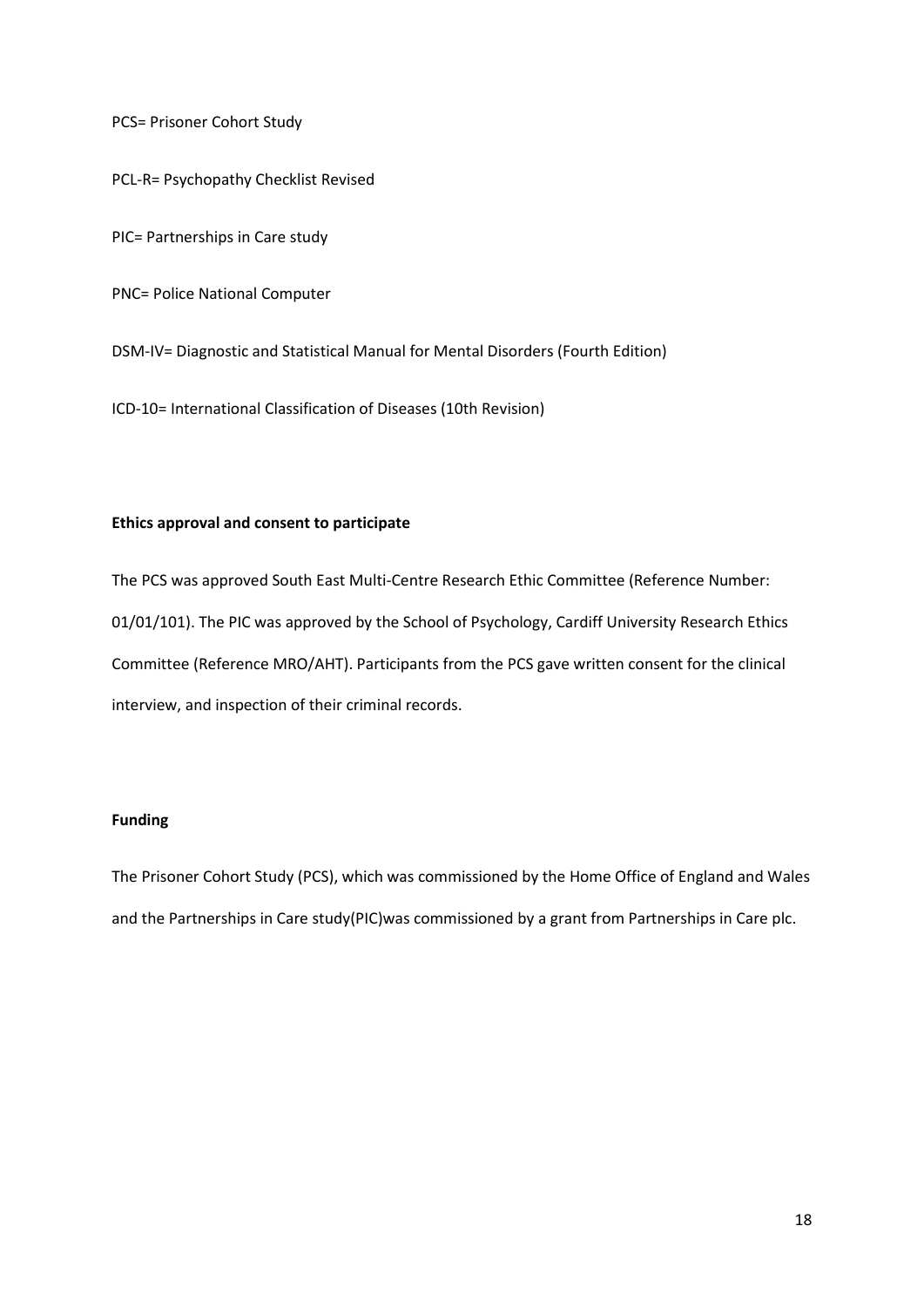PCS= Prisoner Cohort Study

PCL-R= Psychopathy Checklist Revised

PIC= Partnerships in Care study

PNC= Police National Computer

DSM-IV= Diagnostic and Statistical Manual for Mental Disorders (Fourth Edition)

ICD-10= International Classification of Diseases (10th Revision)

**Ethics approval and consent to participate**

The PCS was approved South East Multi-Centre Research Ethic Committee (Reference Number: 01/01/101). The PIC was approved by the School of Psychology, Cardiff University Research Ethics Committee (Reference MRO/AHT). Participants from the PCS gave written consent for the clinical interview, and inspection of their criminal records.

**Funding**

The Prisoner Cohort Study (PCS), which was commissioned by the Home Office of England and Wales and the Partnerships in Care study(PIC)was commissioned by a grant from Partnerships in Care plc.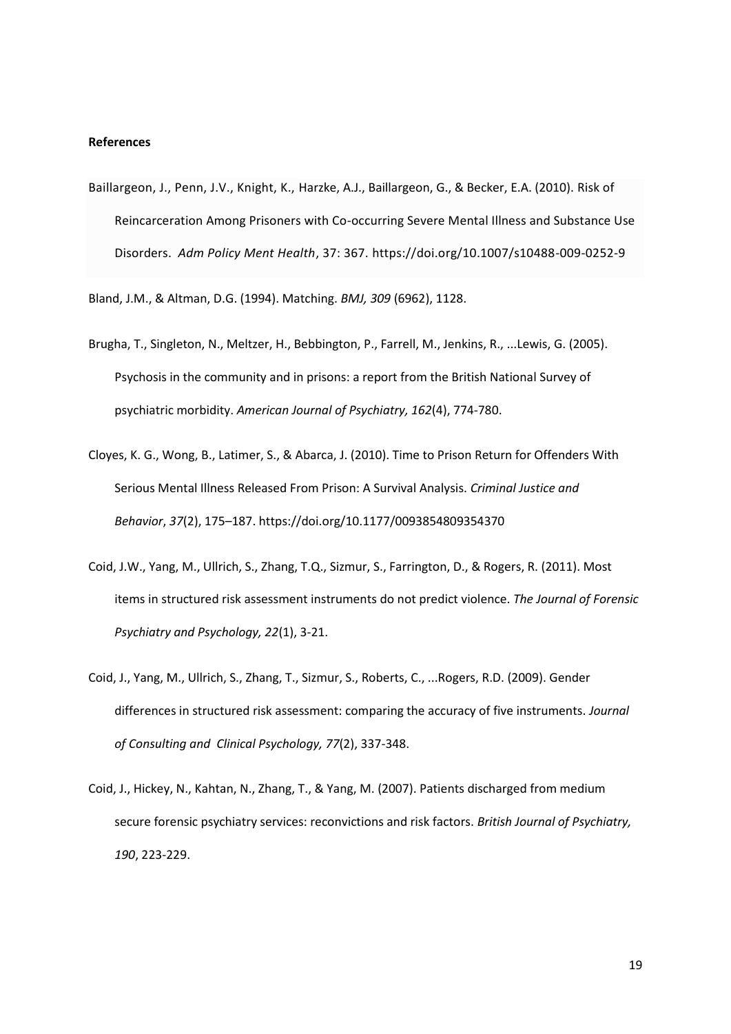**References**

Baillargeon, J., Penn, J.V., Knight, K., Harzke, A.J., Baillargeon, G., & Becker, E.A. (2010). Risk of Reincarceration Among Prisoners with Co-occurring Severe Mental Illness and Substance Use Disorders. *Adm Policy Ment Health*, 37: 367. https://doi.org/10.1007/s10488-009-0252-9

Bland, J.M., & Altman, D.G. (1994). Matching. *BMJ, 309* (6962), 1128.

Brugha, T., Singleton, N., Meltzer, H., Bebbington, P., Farrell, M., Jenkins, R., ...Lewis, G. (2005). Psychosis in the community and in prisons: a report from the British National Survey of psychiatric morbidity. *American Journal of Psychiatry, 162*(4), 774-780.

Cloyes, K. G., Wong, B., Latimer, S., & Abarca, J. (2010). Time to Prison Return for Offenders With Serious Mental Illness Released From Prison: A Survival Analysis. *Criminal Justice and Behavior*, *37*(2), 175–187. https://doi.org/10.1177/0093854809354370

Coid, J.W., Yang, M., Ullrich, S., Zhang, T.Q., Sizmur, S., Farrington, D., & Rogers, R. (2011). Most items in structured risk assessment instruments do not predict violence. *The Journal of Forensic Psychiatry and Psychology, 22*(1), 3-21.

Coid, J., Yang, M., Ullrich, S., Zhang, T., Sizmur, S., Roberts, C., ...Rogers, R.D. (2009). Gender differences in structured risk assessment: comparing the accuracy of five instruments. *Journal of Consulting and Clinical Psychology, 77*(2), 337-348.

Coid, J., Hickey, N., Kahtan, N., Zhang, T., & Yang, M. (2007). Patients discharged from medium secure forensic psychiatry services: reconvictions and risk factors. *British Journal of Psychiatry, 190*, 223-229.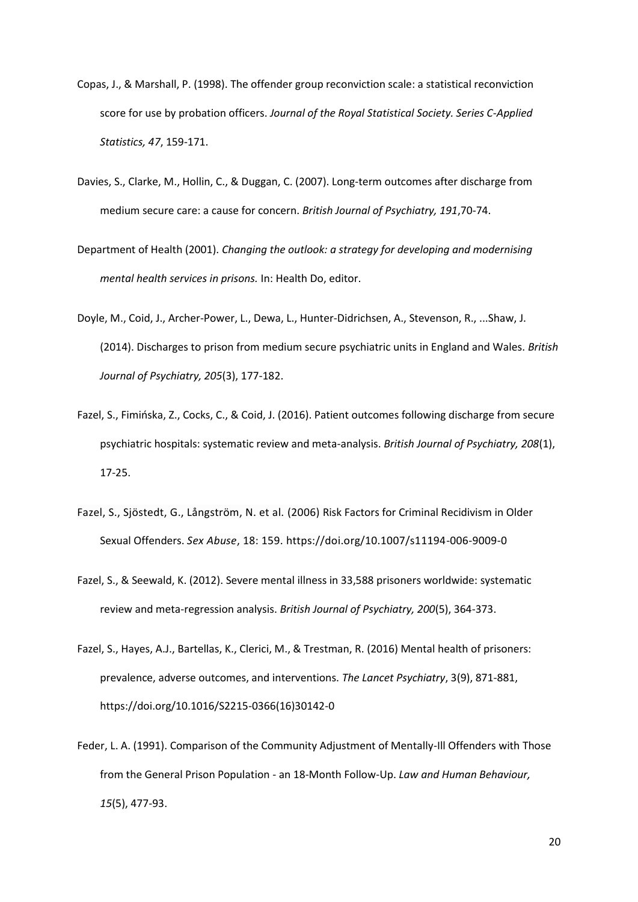Copas, J., & Marshall, P. (1998). The offender group reconviction scale: a statistical reconviction score for use by probation officers. *Journal of the Royal Statistical Society. Series C-Applied Statistics, 47*, 159-171.

Davies, S., Clarke, M., Hollin, C., & Duggan, C. (2007). Long-term outcomes after discharge from medium secure care: a cause for concern. *British Journal of Psychiatry, 191*,70-74.

Department of Health (2001). *Changing the outlook: a strategy for developing and modernising mental health services in prisons.* In: Health Do, editor.

Doyle, M., Coid, J., Archer-Power, L., Dewa, L., Hunter-Didrichsen, A., Stevenson, R., ...Shaw, J. (2014). Discharges to prison from medium secure psychiatric units in England and Wales. *British Journal of Psychiatry, 205*(3), 177-182.

Fazel, S., Fimińska, Z., Cocks, C., & Coid, J. (2016). Patient outcomes following discharge from secure psychiatric hospitals: systematic review and meta-analysis. *British Journal of Psychiatry, 208*(1), 17-25.

Fazel, S., Sjöstedt, G., Långström, N. et al. (2006) Risk Factors for Criminal Recidivism in Older Sexual Offenders. *Sex Abuse*, 18: 159. https://doi.org/10.1007/s11194-006-9009-0

Fazel, S., & Seewald, K. (2012). Severe mental illness in 33,588 prisoners worldwide: systematic review and meta-regression analysis. *British Journal of Psychiatry, 200*(5), 364-373.

Fazel, S., Hayes, A.J., Bartellas, K., Clerici, M., & Trestman, R. (2016) Mental health of prisoners: prevalence, adverse outcomes, and interventions. *The Lancet Psychiatry*, 3(9), 871-881, https://doi.org/10.1016/S2215-0366(16)30142-0

Feder, L. A. (1991). Comparison of the Community Adjustment of Mentally-Ill Offenders with Those from the General Prison Population - an 18-Month Follow-Up. *Law and Human Behaviour, 15*(5), 477-93.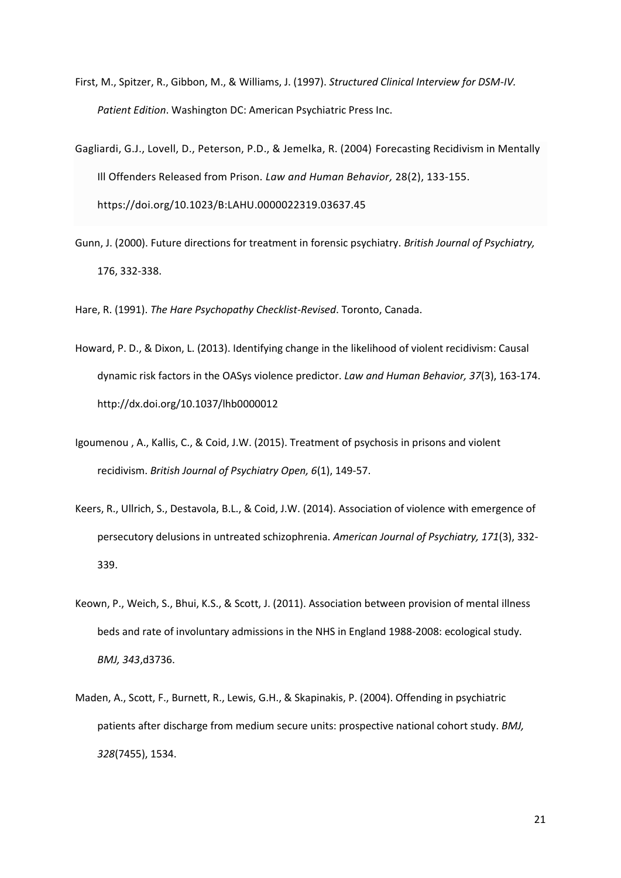First, M., Spitzer, R., Gibbon, M., & Williams, J. (1997). *Structured Clinical Interview for DSM-IV. Patient Edition*. Washington DC: American Psychiatric Press Inc.

Gagliardi, G.J., Lovell, D., Peterson, P.D., & Jemelka, R. (2004) Forecasting Recidivism in Mentally Ill Offenders Released from Prison. *Law and Human Behavior,* 28(2), 133-155. https://doi.org/10.1023/B:LAHU.0000022319.03637.45

Gunn, J. (2000). Future directions for treatment in forensic psychiatry. *British Journal of Psychiatry,* 176, 332-338.

Hare, R. (1991). *The Hare Psychopathy Checklist-Revised*. Toronto, Canada.

Howard, P. D., & Dixon, L. (2013). Identifying change in the likelihood of violent recidivism: Causal dynamic risk factors in the OASys violence predictor. *Law and Human Behavior, 37*(3), 163-174. http://dx.doi.org/10.1037/lhb0000012

Igoumenou , A., Kallis, C., & Coid, J.W. (2015). Treatment of psychosis in prisons and violent recidivism. *British Journal of Psychiatry Open, 6*(1), 149-57.

Keers, R., Ullrich, S., Destavola, B.L., & Coid, J.W. (2014). Association of violence with emergence of persecutory delusions in untreated schizophrenia. *American Journal of Psychiatry, 171*(3), 332-339.

Keown, P., Weich, S., Bhui, K.S., & Scott, J. (2011). Association between provision of mental illness beds and rate of involuntary admissions in the NHS in England 1988-2008: ecological study. *BMJ, 343*,d3736.

Maden, A., Scott, F., Burnett, R., Lewis, G.H., & Skapinakis, P. (2004). Offending in psychiatric patients after discharge from medium secure units: prospective national cohort study. *BMJ, 328*(7455), 1534.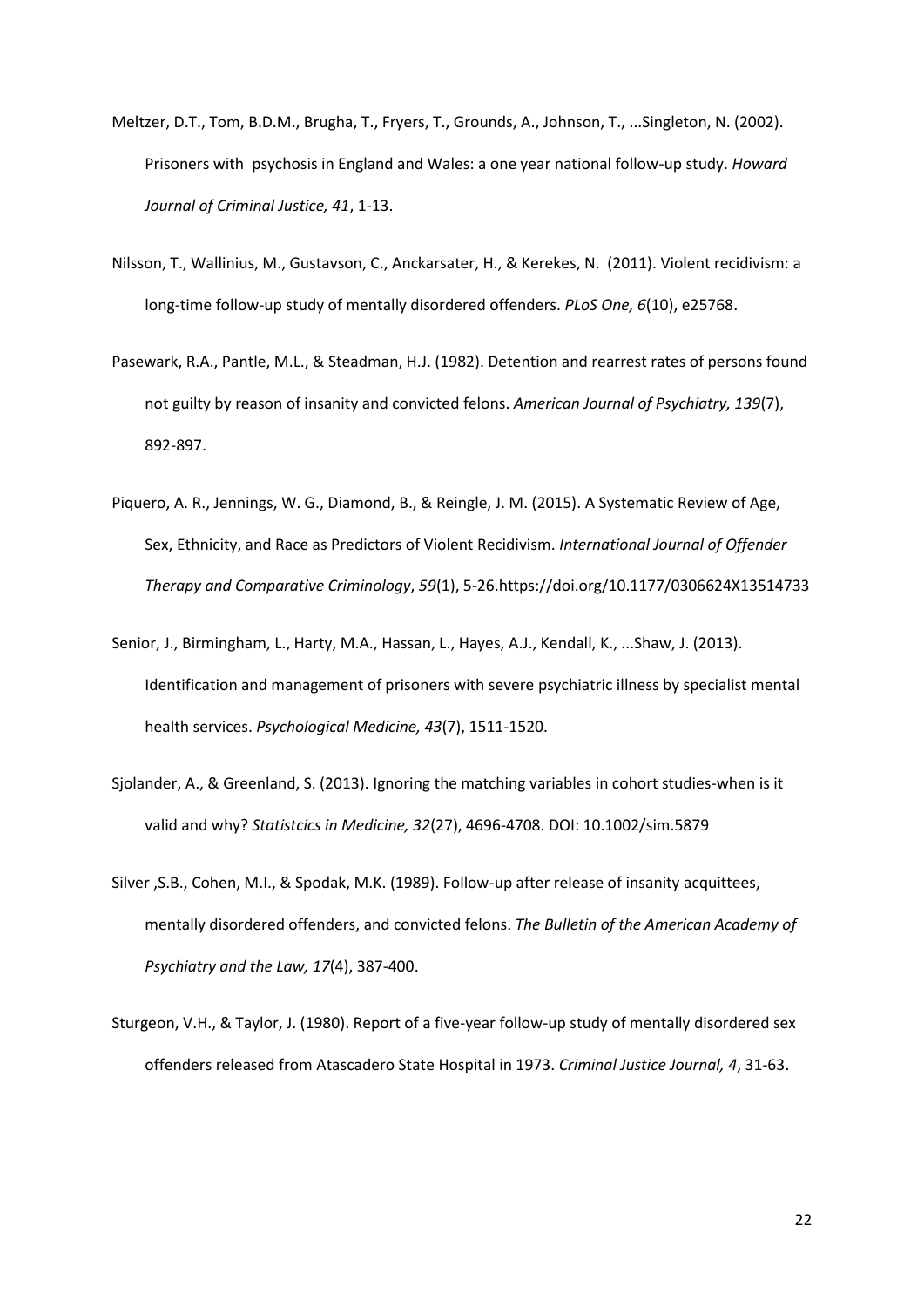Meltzer, D.T., Tom, B.D.M., Brugha, T., Fryers, T., Grounds, A., Johnson, T., ...Singleton, N. (2002). Prisoners with psychosis in England and Wales: a one year national follow-up study. *Howard Journal of Criminal Justice, 41*, 1-13.

Nilsson, T., Wallinius, M., Gustavson, C., Anckarsater, H., & Kerekes, N. (2011). Violent recidivism: a long-time follow-up study of mentally disordered offenders. *PLoS One, 6*(10), e25768.

Pasewark, R.A., Pantle, M.L., & Steadman, H.J. (1982). Detention and rearrest rates of persons found not guilty by reason of insanity and convicted felons. *American Journal of Psychiatry, 139*(7), 892-897.

Piquero, A. R., Jennings, W. G., Diamond, B., & Reingle, J. M. (2015). A Systematic Review of Age, Sex, Ethnicity, and Race as Predictors of Violent Recidivism. *International Journal of Offender Therapy and Comparative Criminology*, *59*(1), 5-26.https://doi.org/10.1177/0306624X13514733

Senior, J., Birmingham, L., Harty, M.A., Hassan, L., Hayes, A.J., Kendall, K., ...Shaw, J. (2013). Identification and management of prisoners with severe psychiatric illness by specialist mental health services. *Psychological Medicine, 43*(7), 1511-1520.

Sjolander, A., & Greenland, S. (2013). Ignoring the matching variables in cohort studies-when is it valid and why? *Statistcics in Medicine, 32*(27), 4696-4708. DOI: 10.1002/sim.5879

Silver ,S.B., Cohen, M.I., & Spodak, M.K. (1989). Follow-up after release of insanity acquittees, mentally disordered offenders, and convicted felons. *The Bulletin of the American Academy of Psychiatry and the Law, 17*(4), 387-400.

Sturgeon, V.H., & Taylor, J. (1980). Report of a five-year follow-up study of mentally disordered sex offenders released from Atascadero State Hospital in 1973. *Criminal Justice Journal, 4*, 31-63.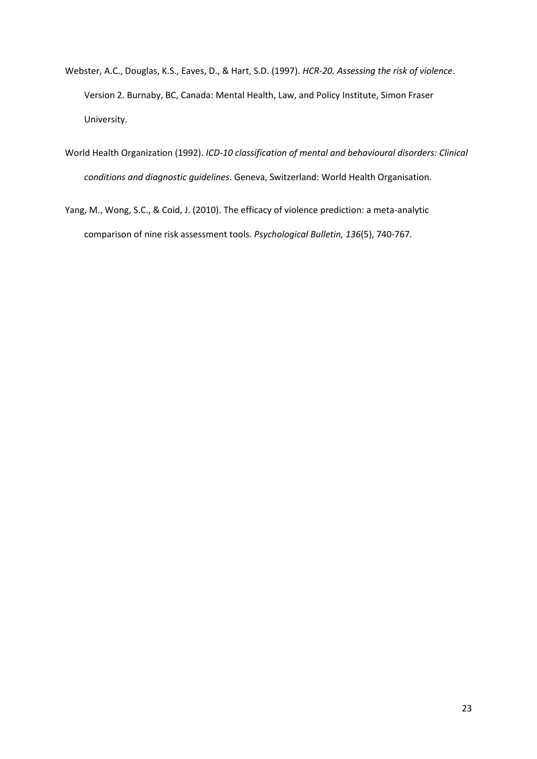Webster, A.C., Douglas, K.S., Eaves, D., & Hart, S.D. (1997). *HCR-20. Assessing the risk of violence*. Version 2. Burnaby, BC, Canada: Mental Health, Law, and Policy Institute, Simon Fraser University.

World Health Organization (1992). *ICD-10 classification of mental and behavioural disorders: Clinical conditions and diagnostic guidelines*. Geneva, Switzerland: World Health Organisation.

Yang, M., Wong, S.C., & Coid, J. (2010). The efficacy of violence prediction: a meta-analytic comparison of nine risk assessment tools. *Psychological Bulletin, 136*(5), 740-767.